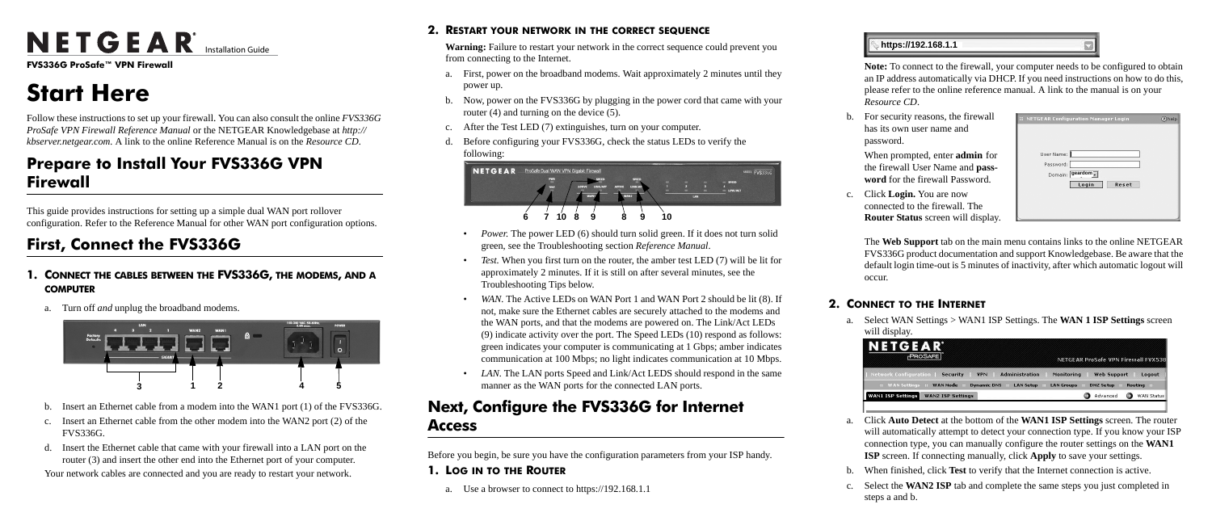# NETGEAR Installation Guide

**FVS336G ProSafe™ VPN Firewall**

# Start Here

Follow these instructions to set up your firewall. You can also consult the online *FVS336G ProSafe VPN Firewall Reference Manual* or the NETGEAR Knowledgebase at *http://kbserver.netgear.com*. A link to the online Reference Manual is on the *Resource CD*.

## Prepare to Install Your FVS336G VPN Firewall

This guide provides instructions for setting up a simple dual WAN port rollover configuration. Refer to the Reference Manual for other WAN port configuration options.

## First, Connect the FVS336G

### 1. Connect the cables between the FVS336G, the modems, and a computer

a. Turn off *and* unplug the broadband modems.

b. Insert an Ethernet cable from a modem into the WAN1 port (1) of the FVS336G.

c. Insert an Ethernet cable from the other modem into the WAN2 port (2) of the FVS336G.

d. Insert the Ethernet cable that came with your firewall into a LAN port on the router (3) and insert the other end into the Ethernet port of your computer.

Your network cables are connected and you are ready to restart your network.

### 2. Restart your network in the correct sequence

**Warning:** Failure to restart your network in the correct sequence could prevent you from connecting to the Internet.

a. First, power on the broadband modems. Wait approximately 2 minutes until they power up.

b. Now, power on the FVS336G by plugging in the power cord that came with your router (4) and turning on the device (5).

c. After the Test LED (7) extinguishes, turn on your computer.

d. Before configuring your FVS336G, check the status LEDs to verify the following:

- *Power.* The power LED (6) should turn solid green. If it does not turn solid green, see the Troubleshooting section *Reference Manual*.
- *Test.* When you first turn on the router, the amber test LED (7) will be lit for approximately 2 minutes. If it is still on after several minutes, see the Troubleshooting Tips below.
- *WAN.* The Active LEDs on WAN Port 1 and WAN Port 2 should be lit (8). If not, make sure the Ethernet cables are securely attached to the modems and the WAN ports, and that the modems are powered on. The Link/Act LEDs (9) indicate activity over the port. The Speed LEDs (10) respond as follows: green indicates your computer is communicating at 1 Gbps; amber indicates communication at 100 Mbps; no light indicates communication at 10 Mbps.
- *LAN.* The LAN ports Speed and Link/Act LEDS should respond in the same manner as the WAN ports for the connected LAN ports.

## Next, Configure the FVS336G for Internet Access

Before you begin, be sure you have the configuration parameters from your ISP handy.

### 1. Log in to the Router

a. Use a browser to connect to https://192.168.1.1

**Note:** To connect to the firewall, your computer needs to be configured to obtain an IP address automatically via DHCP. If you need instructions on how to do this, please refer to the online reference manual. A link to the manual is on your *Resource CD*.

b. For security reasons, the firewall has its own user name and password.

When prompted, enter **admin** for the firewall User Name and **password** for the firewall Password.

c. Click **Login.** You are now connected to the firewall. The **Router Status** screen will display.

The **Web Support** tab on the main menu contains links to the online NETGEAR FVS336G product documentation and support Knowledgebase. Be aware that the default login time-out is 5 minutes of inactivity, after which automatic logout will occur.

### 2. Connect to the Internet

a. Select WAN Settings > WAN1 ISP Settings. The **WAN 1 ISP Settings** screen will display.

a. Click **Auto Detect** at the bottom of the **WAN1 ISP Settings** screen. The router will automatically attempt to detect your connection type. If you know your ISP connection type, you can manually configure the router settings on the **WAN1 ISP** screen. If connecting manually, click **Apply** to save your settings.

b. When finished, click **Test** to verify that the Internet connection is active.

c. Select the **WAN2 ISP** tab and complete the same steps you just completed in steps a and b.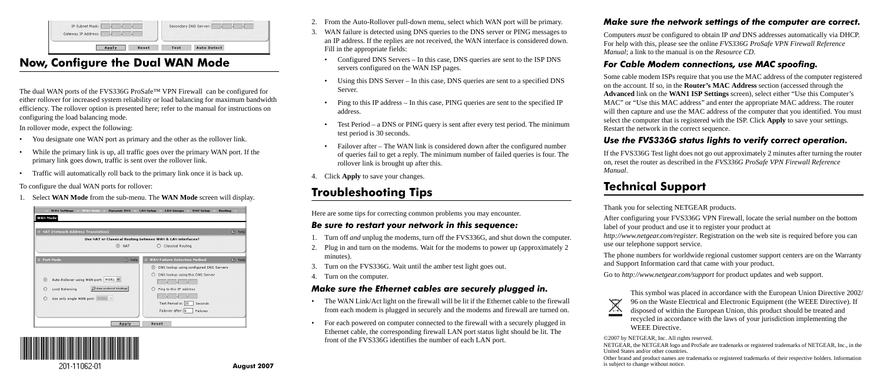## Now, Configure the Dual WAN Mode

The dual WAN ports of the FVS336G ProSafe™ VPN Firewall can be configured for either rollover for increased system reliability or load balancing for maximum bandwidth efficiency. The rollover option is presented here; refer to the manual for instructions on configuring the load balancing mode.

In rollover mode, expect the following:

- You designate one WAN port as primary and the other as the rollover link.
- While the primary link is up, all traffic goes over the primary WAN port. If the primary link goes down, traffic is sent over the rollover link.
- Traffic will automatically roll back to the primary link once it is back up.

To configure the dual WAN ports for rollover:

1. Select **WAN Mode** from the sub-menu. The **WAN Mode** screen will display.
2. From the Auto-Rollover pull-down menu, select which WAN port will be primary.
3. WAN failure is detected using DNS queries to the DNS server or PING messages to an IP address. If the replies are not received, the WAN interface is considered down. Fill in the appropriate fields:
   - Configured DNS Servers – In this case, DNS queries are sent to the ISP DNS servers configured on the WAN ISP pages.
   - Using this DNS Server – In this case, DNS queries are sent to a specified DNS Server.
   - Ping to this IP address – In this case, PING queries are sent to the specified IP address.
   - Test Period – a DNS or PING query is sent after every test period. The minimum test period is 30 seconds.
   - Failover after – The WAN link is considered down after the configured number of queries fail to get a reply. The minimum number of failed queries is four. The rollover link is brought up after this.
4. Click **Apply** to save your changes.

## Troubleshooting Tips

Here are some tips for correcting common problems you may encounter.

### *Be sure to restart your network in this sequence:*

1. Turn off *and* unplug the modems, turn off the FVS336G, and shut down the computer.
2. Plug in and turn on the modems. Wait for the modems to power up (approximately 2 minutes).
3. Turn on the FVS336G. Wait until the amber test light goes out.
4. Turn on the computer.

### *Make sure the Ethernet cables are securely plugged in.*

- The WAN Link/Act light on the firewall will be lit if the Ethernet cable to the firewall from each modem is plugged in securely and the modems and firewall are turned on.
- For each powered on computer connected to the firewall with a securely plugged in Ethernet cable, the corresponding firewall LAN port status light should be lit. The front of the FVS336G identifies the number of each LAN port.

### *Make sure the network settings of the computer are correct.*

Computers *must* be configured to obtain IP *and* DNS addresses automatically via DHCP. For help with this, please see the online *FVS336G ProSafe VPN Firewall Reference Manual*; a link to the manual is on the *Resource CD*.

### *For Cable Modem connections, use MAC spoofing.*

Some cable modem ISPs require that you use the MAC address of the computer registered on the account. If so, in the **Router's MAC Address** section (accessed through the **Advanced** link on the **WAN1 ISP Settings** screen), select either "Use this Computer's MAC" or "Use this MAC address" and enter the appropriate MAC address. The router will then capture and use the MAC address of the computer that you identified. You must select the computer that is registered with the ISP. Click **Apply** to save your settings. Restart the network in the correct sequence.

### *Use the FVS336G status lights to verify correct operation.*

If the FVS336G Test light does not go out approximately 2 minutes after turning the router on, reset the router as described in the *FVS336G ProSafe VPN Firewall Reference Manual*.

## Technical Support

Thank you for selecting NETGEAR products.

After configuring your FVS336G VPN Firewall, locate the serial number on the bottom label of your product and use it to register your product at *http://www.netgear.com/register*. Registration on the web site is required before you can use our telephone support service.

The phone numbers for worldwide regional customer support centers are on the Warranty and Support Information card that came with your product.

Go to *http://www.netgear.com/support* for product updates and web support.

This symbol was placed in accordance with the European Union Directive 2002/96 on the Waste Electrical and Electronic Equipment (the WEEE Directive). If disposed of within the European Union, this product should be treated and recycled in accordance with the laws of your jurisdiction implementing the WEEE Directive.

©2007 by NETGEAR, Inc. All rights reserved.

NETGEAR, the NETGEAR logo and ProSafe are trademarks or registered trademarks of NETGEAR, Inc., in the United States and/or other countries.

Other brand and product names are trademarks or registered trademarks of their respective holders. Information is subject to change without notice.

201-11062-01

August 2007